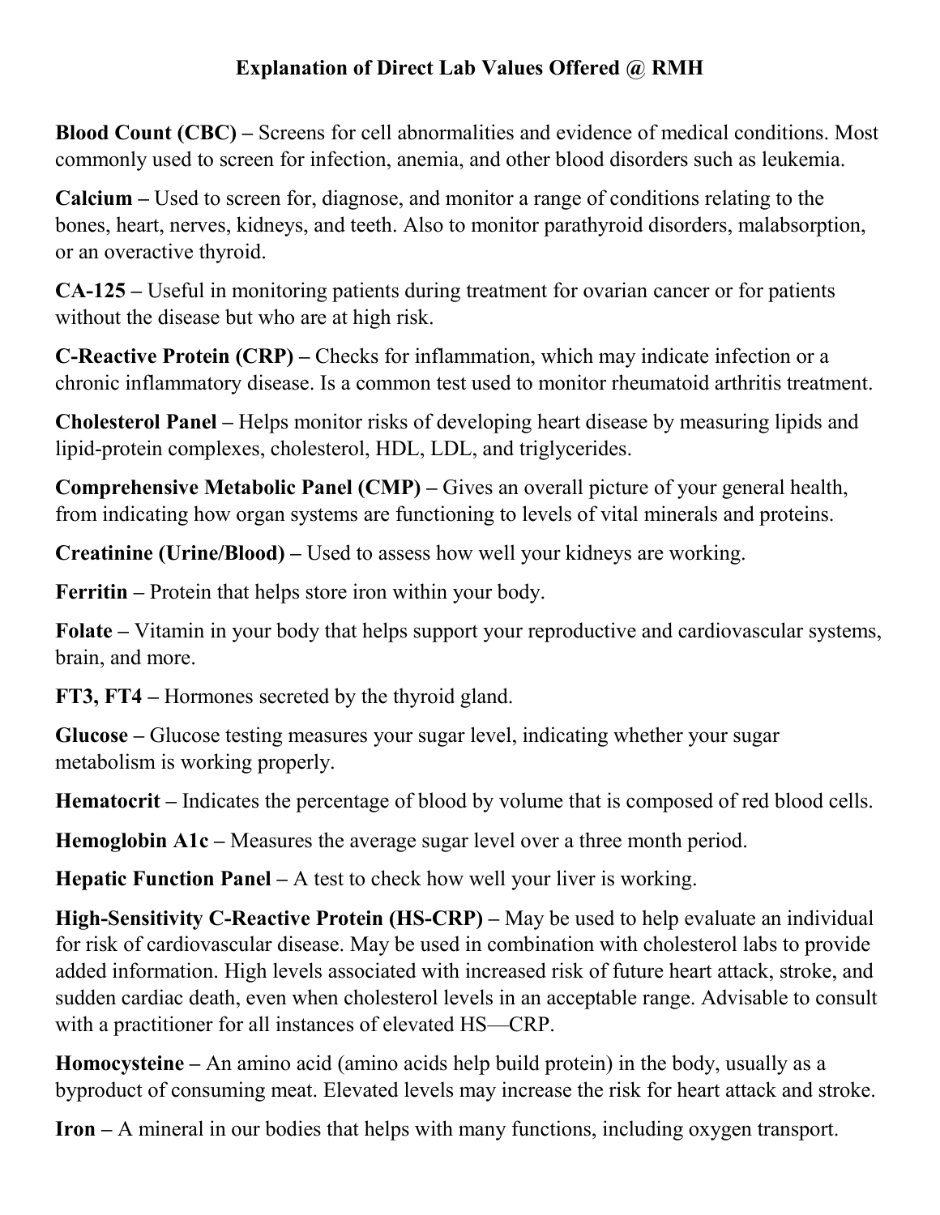# Explanation of Direct Lab Values Offered @ RMH

**Blood Count (CBC) –** Screens for cell abnormalities and evidence of medical conditions. Most commonly used to screen for infection, anemia, and other blood disorders such as leukemia.

**Calcium –** Used to screen for, diagnose, and monitor a range of conditions relating to the bones, heart, nerves, kidneys, and teeth. Also to monitor parathyroid disorders, malabsorption, or an overactive thyroid.

**CA-125 –** Useful in monitoring patients during treatment for ovarian cancer or for patients without the disease but who are at high risk.

**C-Reactive Protein (CRP) –** Checks for inflammation, which may indicate infection or a chronic inflammatory disease. Is a common test used to monitor rheumatoid arthritis treatment.

**Cholesterol Panel –** Helps monitor risks of developing heart disease by measuring lipids and lipid-protein complexes, cholesterol, HDL, LDL, and triglycerides.

**Comprehensive Metabolic Panel (CMP) –** Gives an overall picture of your general health, from indicating how organ systems are functioning to levels of vital minerals and proteins.

**Creatinine (Urine/Blood) –** Used to assess how well your kidneys are working.

**Ferritin –** Protein that helps store iron within your body.

**Folate –** Vitamin in your body that helps support your reproductive and cardiovascular systems, brain, and more.

**FT3, FT4 –** Hormones secreted by the thyroid gland.

**Glucose –** Glucose testing measures your sugar level, indicating whether your sugar metabolism is working properly.

**Hematocrit –** Indicates the percentage of blood by volume that is composed of red blood cells.

**Hemoglobin A1c –** Measures the average sugar level over a three month period.

**Hepatic Function Panel –** A test to check how well your liver is working.

**High-Sensitivity C-Reactive Protein (HS-CRP) –** May be used to help evaluate an individual for risk of cardiovascular disease. May be used in combination with cholesterol labs to provide added information. High levels associated with increased risk of future heart attack, stroke, and sudden cardiac death, even when cholesterol levels in an acceptable range. Advisable to consult with a practitioner for all instances of elevated HS—CRP.

**Homocysteine –** An amino acid (amino acids help build protein) in the body, usually as a byproduct of consuming meat. Elevated levels may increase the risk for heart attack and stroke.

**Iron –** A mineral in our bodies that helps with many functions, including oxygen transport.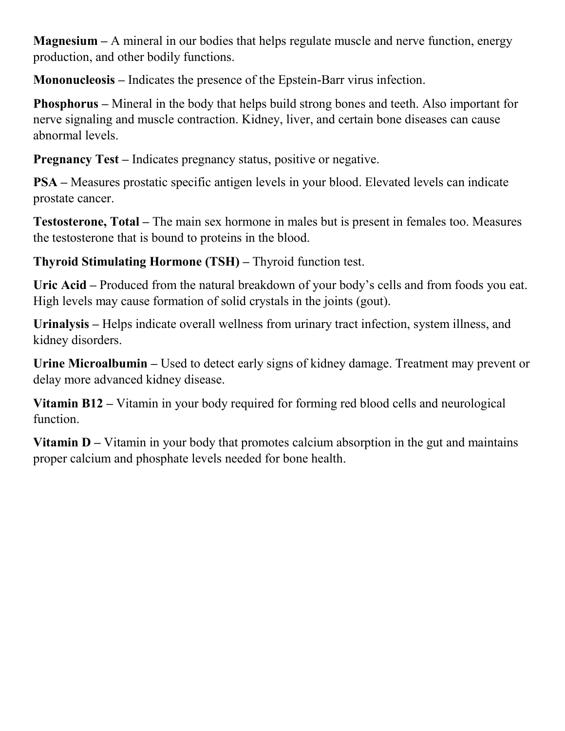**Magnesium –** A mineral in our bodies that helps regulate muscle and nerve function, energy production, and other bodily functions.

**Mononucleosis –** Indicates the presence of the Epstein-Barr virus infection.

**Phosphorus –** Mineral in the body that helps build strong bones and teeth. Also important for nerve signaling and muscle contraction. Kidney, liver, and certain bone diseases can cause abnormal levels.

**Pregnancy Test –** Indicates pregnancy status, positive or negative.

**PSA –** Measures prostatic specific antigen levels in your blood. Elevated levels can indicate prostate cancer.

**Testosterone, Total –** The main sex hormone in males but is present in females too. Measures the testosterone that is bound to proteins in the blood.

**Thyroid Stimulating Hormone (TSH) –** Thyroid function test.

**Uric Acid –** Produced from the natural breakdown of your body's cells and from foods you eat. High levels may cause formation of solid crystals in the joints (gout).

**Urinalysis –** Helps indicate overall wellness from urinary tract infection, system illness, and kidney disorders.

**Urine Microalbumin –** Used to detect early signs of kidney damage. Treatment may prevent or delay more advanced kidney disease.

**Vitamin B12 –** Vitamin in your body required for forming red blood cells and neurological function.

**Vitamin D –** Vitamin in your body that promotes calcium absorption in the gut and maintains proper calcium and phosphate levels needed for bone health.